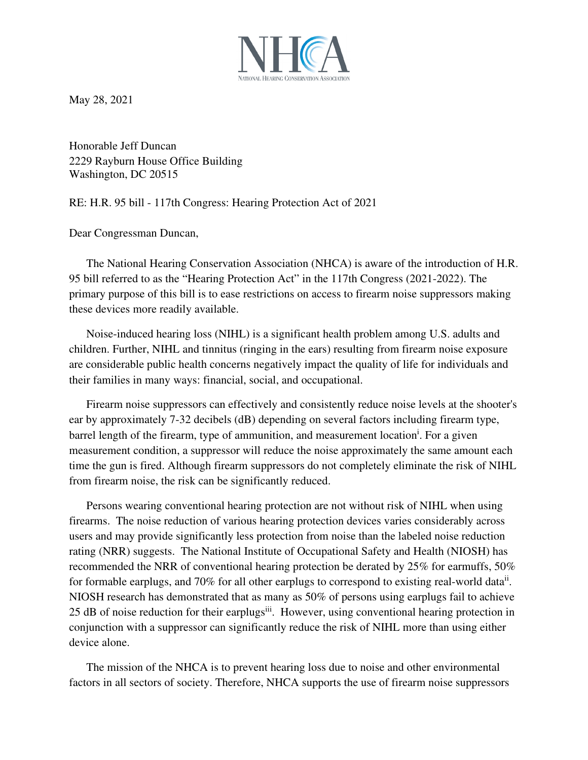NHCA

NATIONAL HEARING CONSERVATION ASSOCIATION

May 28, 2021

Honorable Jeff Duncan  
2229 Rayburn House Office Building  
Washington, DC 20515

RE: H.R. 95 bill - 117th Congress: Hearing Protection Act of 2021

Dear Congressman Duncan,

The National Hearing Conservation Association (NHCA) is aware of the introduction of H.R. 95 bill referred to as the "Hearing Protection Act" in the 117th Congress (2021-2022). The primary purpose of this bill is to ease restrictions on access to firearm noise suppressors making these devices more readily available.

Noise-induced hearing loss (NIHL) is a significant health problem among U.S. adults and children. Further, NIHL and tinnitus (ringing in the ears) resulting from firearm noise exposure are considerable public health concerns negatively impact the quality of life for individuals and their families in many ways: financial, social, and occupational.

Firearm noise suppressors can effectively and consistently reduce noise levels at the shooter's ear by approximately 7-32 decibels (dB) depending on several factors including firearm type, barrel length of the firearm, type of ammunition, and measurement location[i]. For a given measurement condition, a suppressor will reduce the noise approximately the same amount each time the gun is fired. Although firearm suppressors do not completely eliminate the risk of NIHL from firearm noise, the risk can be significantly reduced.

Persons wearing conventional hearing protection are not without risk of NIHL when using firearms. The noise reduction of various hearing protection devices varies considerably across users and may provide significantly less protection from noise than the labeled noise reduction rating (NRR) suggests. The National Institute of Occupational Safety and Health (NIOSH) has recommended the NRR of conventional hearing protection be derated by 25% for earmuffs, 50% for formable earplugs, and 70% for all other earplugs to correspond to existing real-world data[ii]. NIOSH research has demonstrated that as many as 50% of persons using earplugs fail to achieve 25 dB of noise reduction for their earplugs[iii]. However, using conventional hearing protection in conjunction with a suppressor can significantly reduce the risk of NIHL more than using either device alone.

The mission of the NHCA is to prevent hearing loss due to noise and other environmental factors in all sectors of society. Therefore, NHCA supports the use of firearm noise suppressors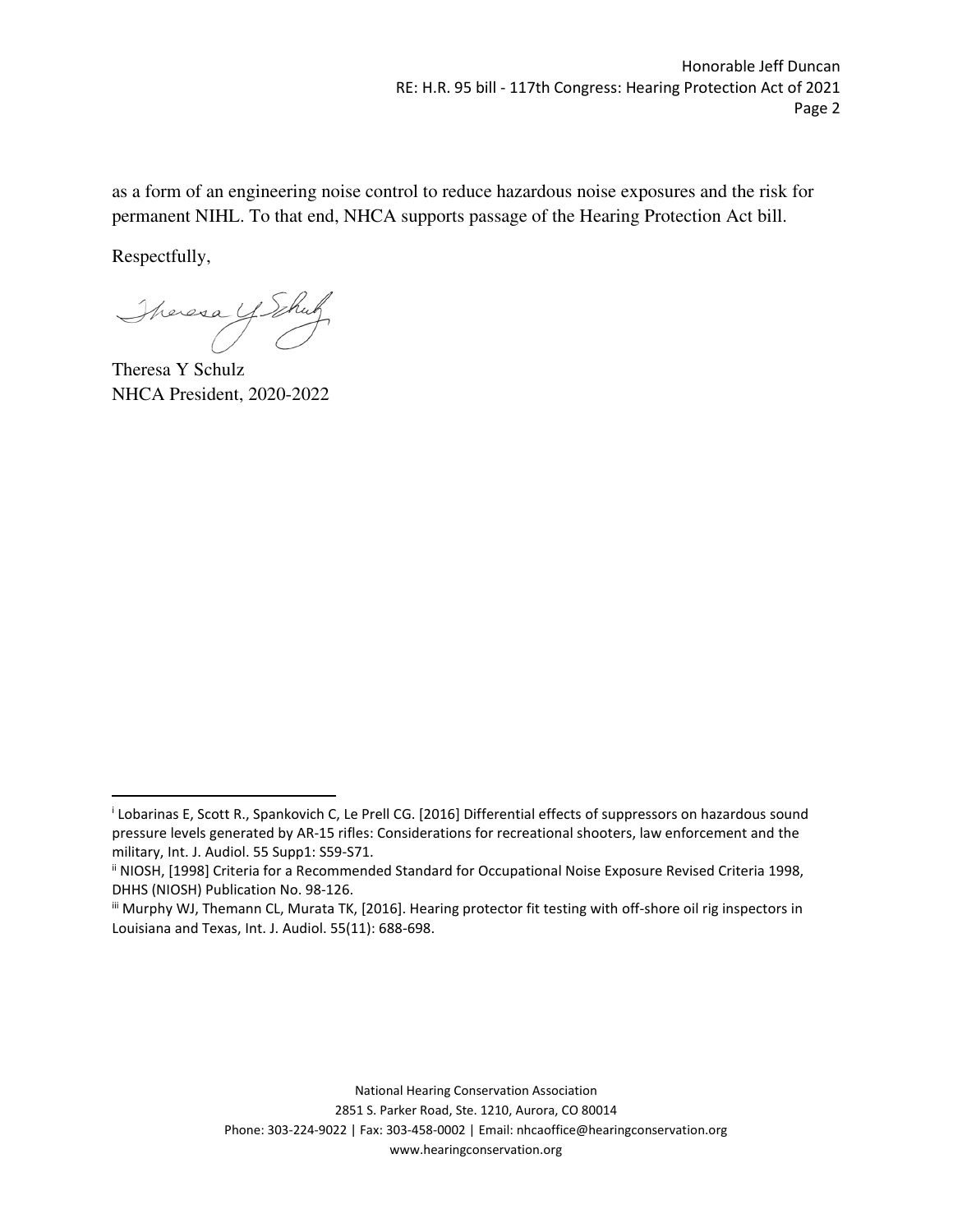as a form of an engineering noise control to reduce hazardous noise exposures and the risk for permanent NIHL. To that end, NHCA supports passage of the Hearing Protection Act bill.

Respectfully,

Theresa Y Schulz
NHCA President, 2020-2022

---

[i] Lobarinas E, Scott R., Spankovich C, Le Prell CG. [2016] Differential effects of suppressors on hazardous sound pressure levels generated by AR-15 rifles: Considerations for recreational shooters, law enforcement and the military, Int. J. Audiol. 55 Supp1: S59-S71.

[ii] NIOSH, [1998] Criteria for a Recommended Standard for Occupational Noise Exposure Revised Criteria 1998, DHHS (NIOSH) Publication No. 98-126.

[iii] Murphy WJ, Themann CL, Murata TK, [2016]. Hearing protector fit testing with off-shore oil rig inspectors in Louisiana and Texas, Int. J. Audiol. 55(11): 688-698.

National Hearing Conservation Association
2851 S. Parker Road, Ste. 1210, Aurora, CO 80014
Phone: 303-224-9022 | Fax: 303-458-0002 | Email: nhcaoffice@hearingconservation.org
www.hearingconservation.org